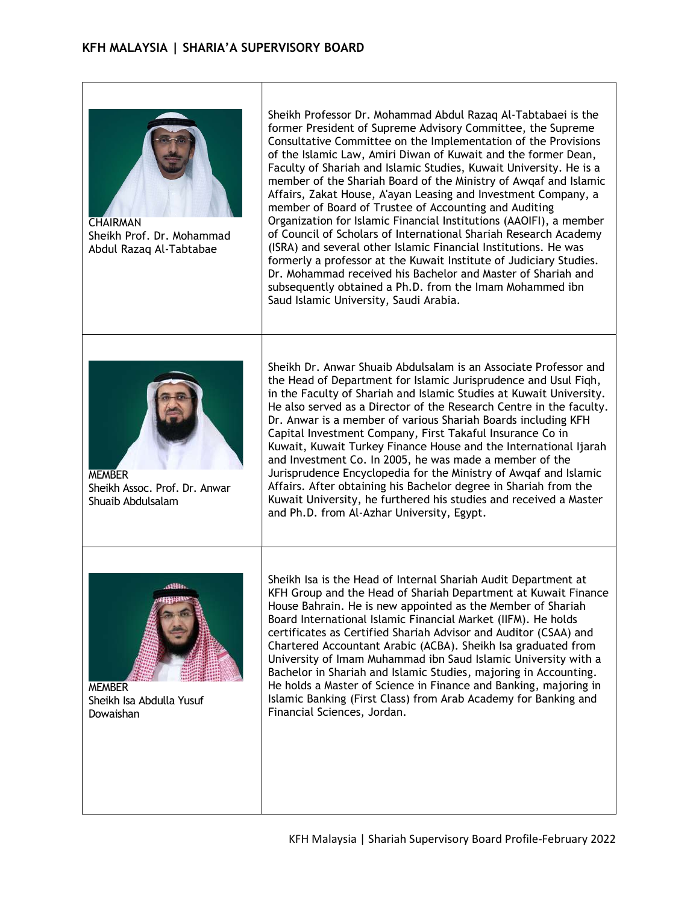## KFH MALAYSIA | SHARIA'A SUPERVISORY BOARD

| | |
|---|---|
| CHAIRMAN<br>Sheikh Prof. Dr. Mohammad Abdul Razaq Al-Tabtabae | Sheikh Professor Dr. Mohammad Abdul Razaq Al-Tabtabaei is the former President of Supreme Advisory Committee, the Supreme Consultative Committee on the Implementation of the Provisions of the Islamic Law, Amiri Diwan of Kuwait and the former Dean, Faculty of Shariah and Islamic Studies, Kuwait University. He is a member of the Shariah Board of the Ministry of Awqaf and Islamic Affairs, Zakat House, A'ayan Leasing and Investment Company, a member of Board of Trustee of Accounting and Auditing Organization for Islamic Financial Institutions (AAOIFI), a member of Council of Scholars of International Shariah Research Academy (ISRA) and several other Islamic Financial Institutions. He was formerly a professor at the Kuwait Institute of Judiciary Studies. Dr. Mohammad received his Bachelor and Master of Shariah and subsequently obtained a Ph.D. from the Imam Mohammed ibn Saud Islamic University, Saudi Arabia. |
| MEMBER<br>Sheikh Assoc. Prof. Dr. Anwar Shuaib Abdulsalam | Sheikh Dr. Anwar Shuaib Abdulsalam is an Associate Professor and the Head of Department for Islamic Jurisprudence and Usul Fiqh, in the Faculty of Shariah and Islamic Studies at Kuwait University. He also served as a Director of the Research Centre in the faculty. Dr. Anwar is a member of various Shariah Boards including KFH Capital Investment Company, First Takaful Insurance Co in Kuwait, Kuwait Turkey Finance House and the International Ijarah and Investment Co. In 2005, he was made a member of the Jurisprudence Encyclopedia for the Ministry of Awqaf and Islamic Affairs. After obtaining his Bachelor degree in Shariah from the Kuwait University, he furthered his studies and received a Master and Ph.D. from Al-Azhar University, Egypt. |
| MEMBER<br>Sheikh Isa Abdulla Yusuf Dowaishan | Sheikh Isa is the Head of Internal Shariah Audit Department at KFH Group and the Head of Shariah Department at Kuwait Finance House Bahrain. He is new appointed as the Member of Shariah Board International Islamic Financial Market (IIFM). He holds certificates as Certified Shariah Advisor and Auditor (CSAA) and Chartered Accountant Arabic (ACBA). Sheikh Isa graduated from University of Imam Muhammad ibn Saud Islamic University with a Bachelor in Shariah and Islamic Studies, majoring in Accounting. He holds a Master of Science in Finance and Banking, majoring in Islamic Banking (First Class) from Arab Academy for Banking and Financial Sciences, Jordan. |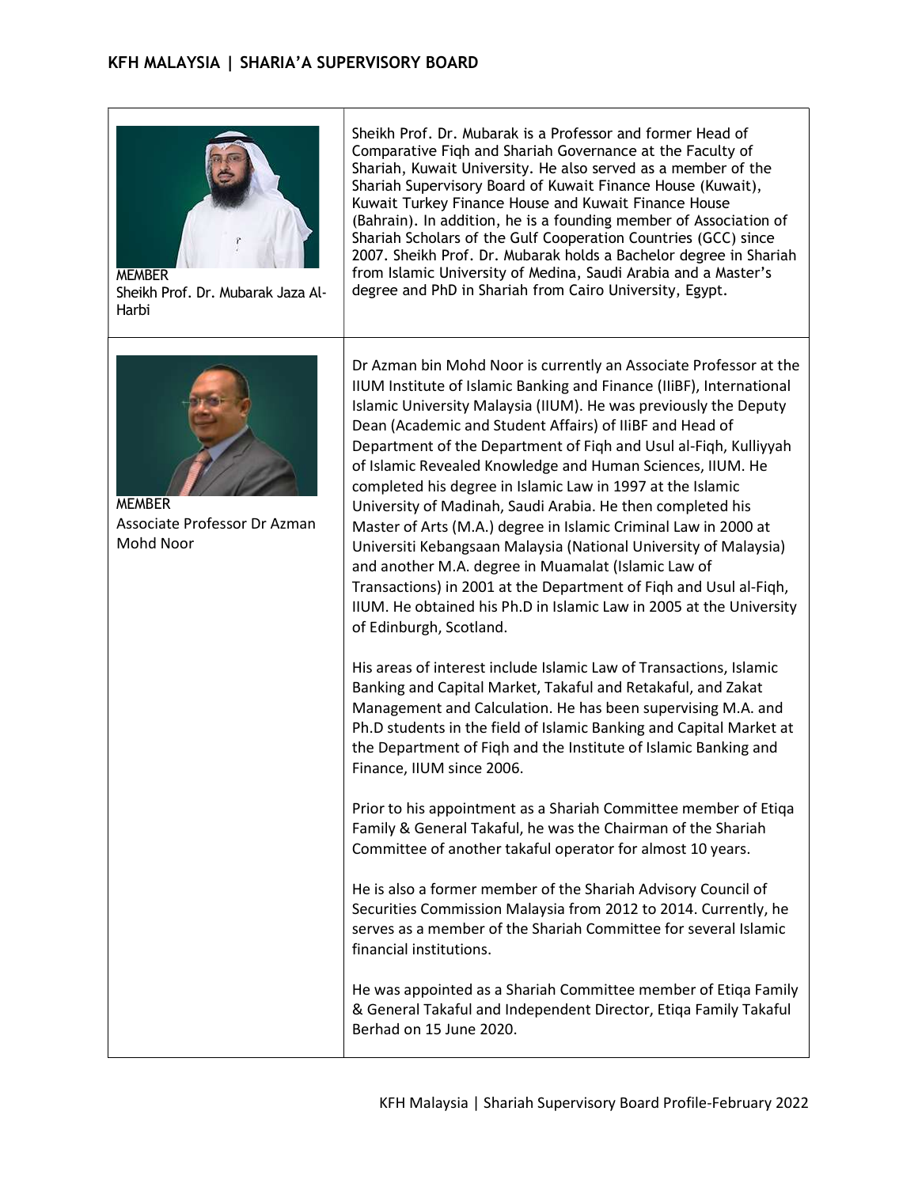## KFH MALAYSIA | SHARIA'A SUPERVISORY BOARD

| | |
|---|---|
| MEMBER<br>Sheikh Prof. Dr. Mubarak Jaza Al-Harbi | Sheikh Prof. Dr. Mubarak is a Professor and former Head of Comparative Fiqh and Shariah Governance at the Faculty of Shariah, Kuwait University. He also served as a member of the Shariah Supervisory Board of Kuwait Finance House (Kuwait), Kuwait Turkey Finance House and Kuwait Finance House (Bahrain). In addition, he is a founding member of Association of Shariah Scholars of the Gulf Cooperation Countries (GCC) since 2007. Sheikh Prof. Dr. Mubarak holds a Bachelor degree in Shariah from Islamic University of Medina, Saudi Arabia and a Master's degree and PhD in Shariah from Cairo University, Egypt. |
| MEMBER<br>Associate Professor Dr Azman Mohd Noor | Dr Azman bin Mohd Noor is currently an Associate Professor at the IIUM Institute of Islamic Banking and Finance (IIiBF), International Islamic University Malaysia (IIUM). He was previously the Deputy Dean (Academic and Student Affairs) of IIiBF and Head of Department of the Department of Fiqh and Usul al-Fiqh, Kulliyyah of Islamic Revealed Knowledge and Human Sciences, IIUM. He completed his degree in Islamic Law in 1997 at the Islamic University of Madinah, Saudi Arabia. He then completed his Master of Arts (M.A.) degree in Islamic Criminal Law in 2000 at Universiti Kebangsaan Malaysia (National University of Malaysia) and another M.A. degree in Muamalat (Islamic Law of Transactions) in 2001 at the Department of Fiqh and Usul al-Fiqh, IIUM. He obtained his Ph.D in Islamic Law in 2005 at the University of Edinburgh, Scotland.<br><br>His areas of interest include Islamic Law of Transactions, Islamic Banking and Capital Market, Takaful and Retakaful, and Zakat Management and Calculation. He has been supervising M.A. and Ph.D students in the field of Islamic Banking and Capital Market at the Department of Fiqh and the Institute of Islamic Banking and Finance, IIUM since 2006.<br><br>Prior to his appointment as a Shariah Committee member of Etiqa Family & General Takaful, he was the Chairman of the Shariah Committee of another takaful operator for almost 10 years.<br><br>He is also a former member of the Shariah Advisory Council of Securities Commission Malaysia from 2012 to 2014. Currently, he serves as a member of the Shariah Committee for several Islamic financial institutions.<br><br>He was appointed as a Shariah Committee member of Etiqa Family & General Takaful and Independent Director, Etiqa Family Takaful Berhad on 15 June 2020. |